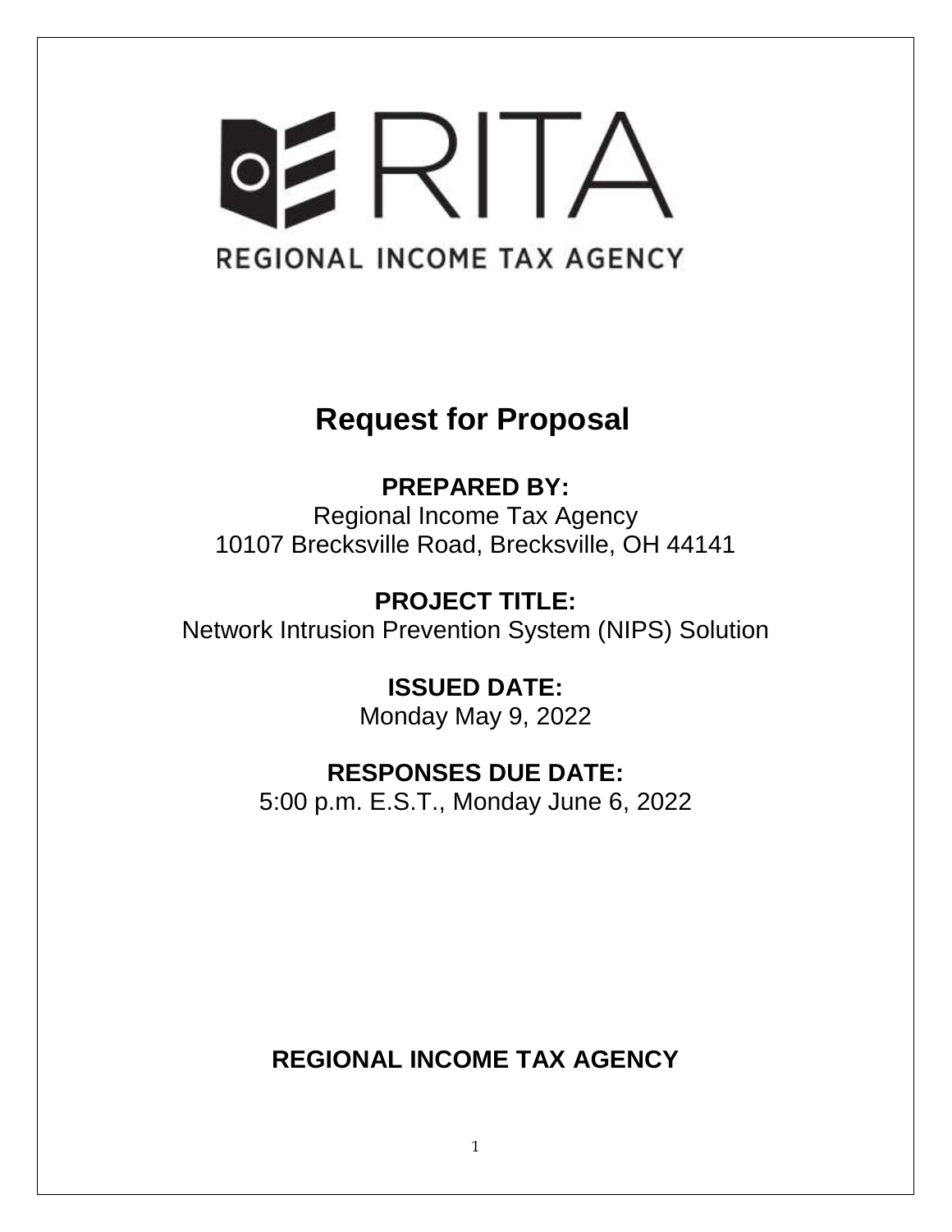RITA

REGIONAL INCOME TAX AGENCY

# Request for Proposal

**PREPARED BY:**

Regional Income Tax Agency
10107 Brecksville Road, Brecksville, OH 44141

**PROJECT TITLE:**

Network Intrusion Prevention System (NIPS) Solution

**ISSUED DATE:**

Monday May 9, 2022

**RESPONSES DUE DATE:**

5:00 p.m. E.S.T., Monday June 6, 2022

**REGIONAL INCOME TAX AGENCY**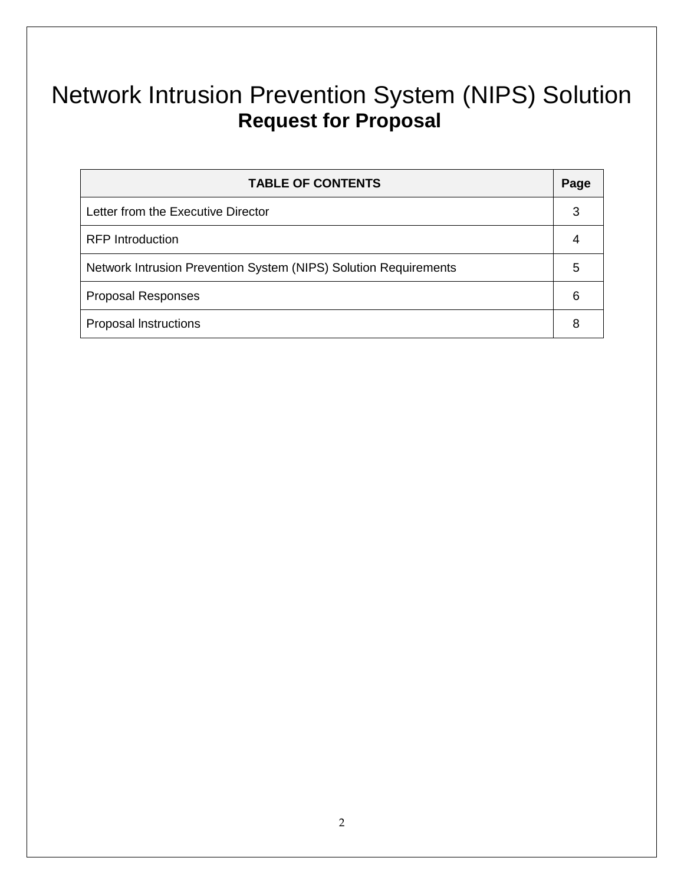# Network Intrusion Prevention System (NIPS) Solution

## Request for Proposal

| TABLE OF CONTENTS | Page |
|---|---|
| Letter from the Executive Director | 3 |
| RFP Introduction | 4 |
| Network Intrusion Prevention System (NIPS) Solution Requirements | 5 |
| Proposal Responses | 6 |
| Proposal Instructions | 8 |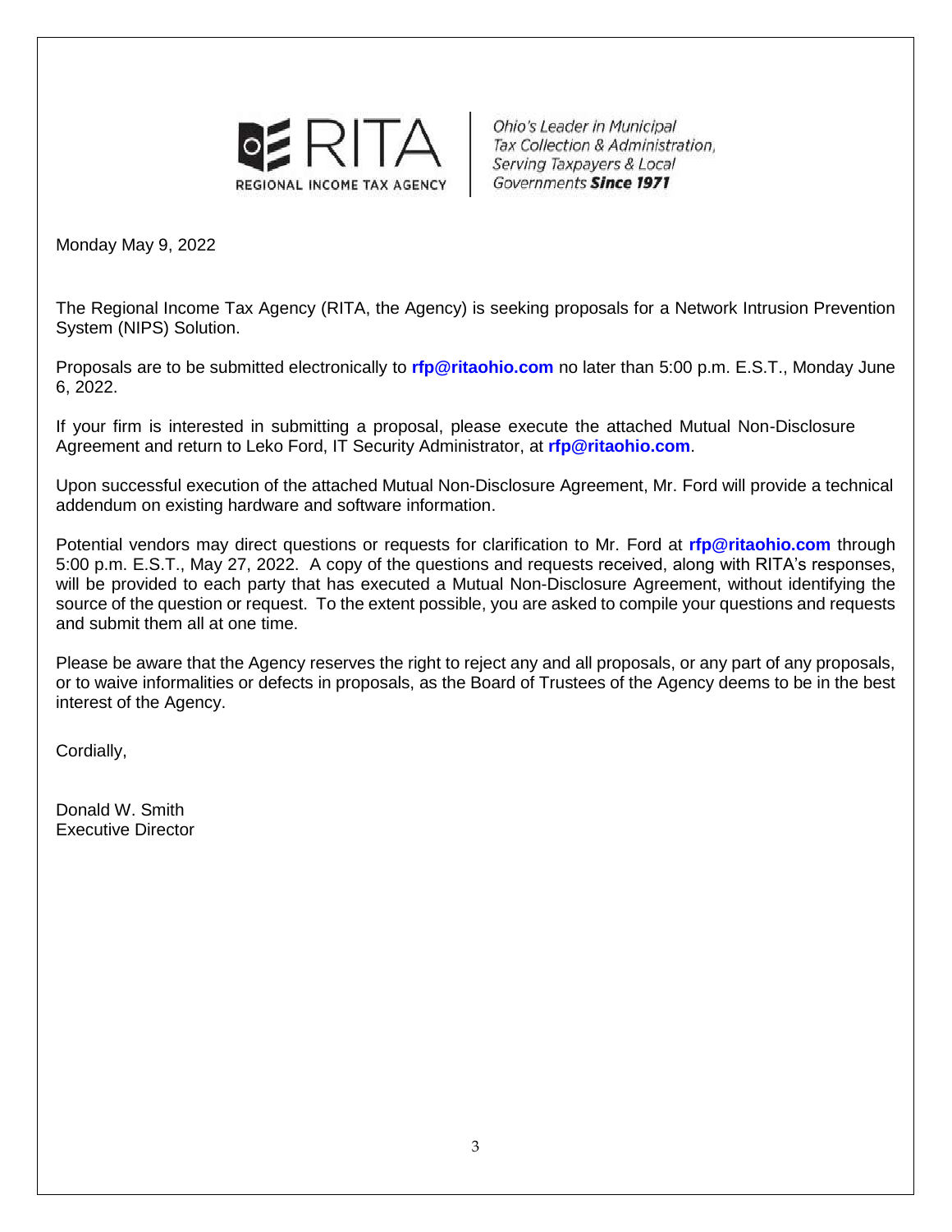RITA
REGIONAL INCOME TAX AGENCY

*Ohio's Leader in Municipal Tax Collection & Administration, Serving Taxpayers & Local Governments* ***Since 1971***

Monday May 9, 2022

The Regional Income Tax Agency (RITA, the Agency) is seeking proposals for a Network Intrusion Prevention System (NIPS) Solution.

Proposals are to be submitted electronically to **rfp@ritaohio.com** no later than 5:00 p.m. E.S.T., Monday June 6, 2022.

If your firm is interested in submitting a proposal, please execute the attached Mutual Non-Disclosure Agreement and return to Leko Ford, IT Security Administrator, at **rfp@ritaohio.com**.

Upon successful execution of the attached Mutual Non-Disclosure Agreement, Mr. Ford will provide a technical addendum on existing hardware and software information.

Potential vendors may direct questions or requests for clarification to Mr. Ford at **rfp@ritaohio.com** through 5:00 p.m. E.S.T., May 27, 2022. A copy of the questions and requests received, along with RITA's responses, will be provided to each party that has executed a Mutual Non-Disclosure Agreement, without identifying the source of the question or request. To the extent possible, you are asked to compile your questions and requests and submit them all at one time.

Please be aware that the Agency reserves the right to reject any and all proposals, or any part of any proposals, or to waive informalities or defects in proposals, as the Board of Trustees of the Agency deems to be in the best interest of the Agency.

Cordially,

Donald W. Smith
Executive Director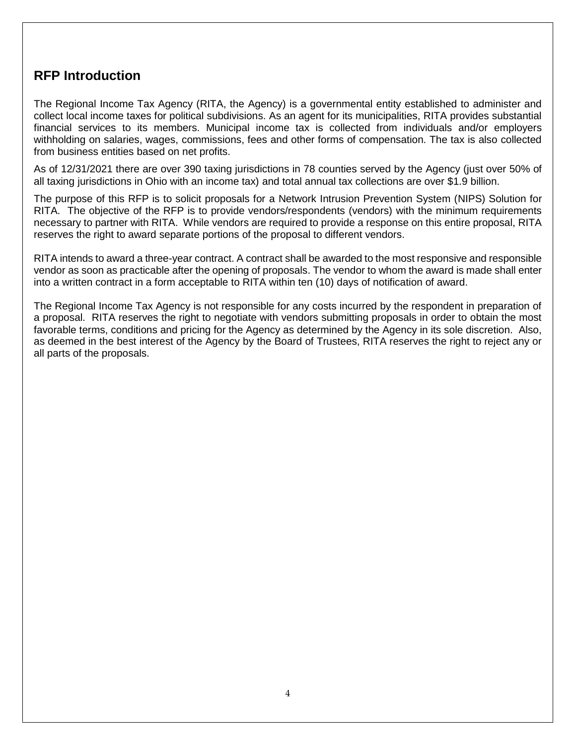## RFP Introduction

The Regional Income Tax Agency (RITA, the Agency) is a governmental entity established to administer and collect local income taxes for political subdivisions. As an agent for its municipalities, RITA provides substantial financial services to its members. Municipal income tax is collected from individuals and/or employers withholding on salaries, wages, commissions, fees and other forms of compensation. The tax is also collected from business entities based on net profits.

As of 12/31/2021 there are over 390 taxing jurisdictions in 78 counties served by the Agency (just over 50% of all taxing jurisdictions in Ohio with an income tax) and total annual tax collections are over $1.9 billion.

The purpose of this RFP is to solicit proposals for a Network Intrusion Prevention System (NIPS) Solution for RITA. The objective of the RFP is to provide vendors/respondents (vendors) with the minimum requirements necessary to partner with RITA. While vendors are required to provide a response on this entire proposal, RITA reserves the right to award separate portions of the proposal to different vendors.

RITA intends to award a three-year contract. A contract shall be awarded to the most responsive and responsible vendor as soon as practicable after the opening of proposals. The vendor to whom the award is made shall enter into a written contract in a form acceptable to RITA within ten (10) days of notification of award.

The Regional Income Tax Agency is not responsible for any costs incurred by the respondent in preparation of a proposal. RITA reserves the right to negotiate with vendors submitting proposals in order to obtain the most favorable terms, conditions and pricing for the Agency as determined by the Agency in its sole discretion. Also, as deemed in the best interest of the Agency by the Board of Trustees, RITA reserves the right to reject any or all parts of the proposals.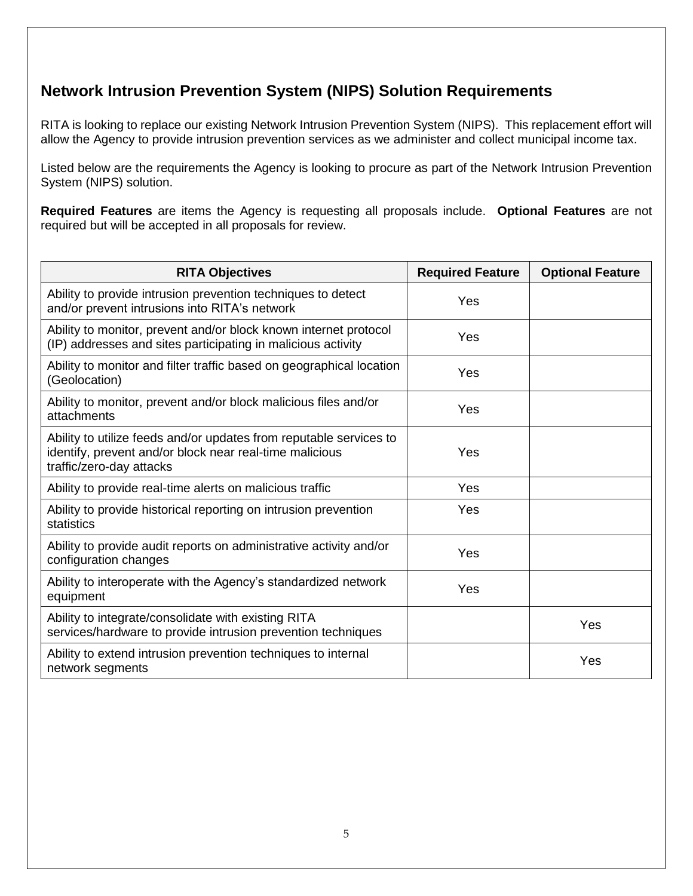## Network Intrusion Prevention System (NIPS) Solution Requirements

RITA is looking to replace our existing Network Intrusion Prevention System (NIPS). This replacement effort will allow the Agency to provide intrusion prevention services as we administer and collect municipal income tax.

Listed below are the requirements the Agency is looking to procure as part of the Network Intrusion Prevention System (NIPS) solution.

**Required Features** are items the Agency is requesting all proposals include. **Optional Features** are not required but will be accepted in all proposals for review.

| RITA Objectives | Required Feature | Optional Feature |
|---|---|---|
| Ability to provide intrusion prevention techniques to detect and/or prevent intrusions into RITA's network | Yes | |
| Ability to monitor, prevent and/or block known internet protocol (IP) addresses and sites participating in malicious activity | Yes | |
| Ability to monitor and filter traffic based on geographical location (Geolocation) | Yes | |
| Ability to monitor, prevent and/or block malicious files and/or attachments | Yes | |
| Ability to utilize feeds and/or updates from reputable services to identify, prevent and/or block near real-time malicious traffic/zero-day attacks | Yes | |
| Ability to provide real-time alerts on malicious traffic | Yes | |
| Ability to provide historical reporting on intrusion prevention statistics | Yes | |
| Ability to provide audit reports on administrative activity and/or configuration changes | Yes | |
| Ability to interoperate with the Agency's standardized network equipment | Yes | |
| Ability to integrate/consolidate with existing RITA services/hardware to provide intrusion prevention techniques | | Yes |
| Ability to extend intrusion prevention techniques to internal network segments | | Yes |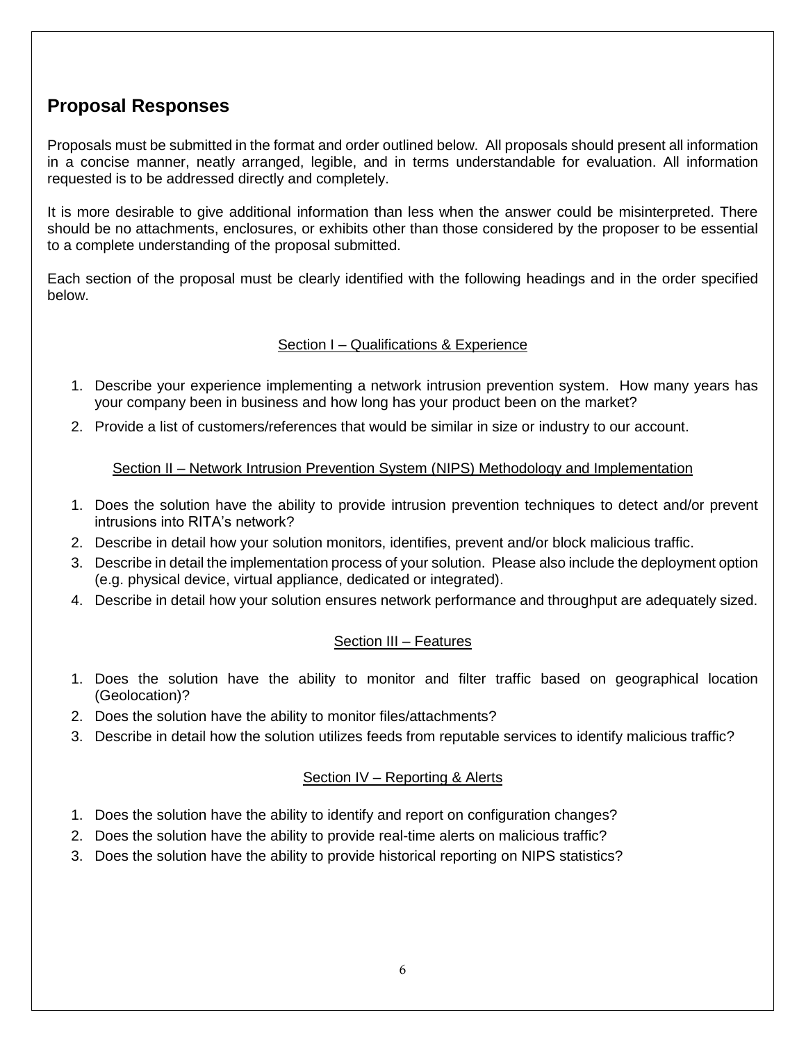## Proposal Responses

Proposals must be submitted in the format and order outlined below. All proposals should present all information in a concise manner, neatly arranged, legible, and in terms understandable for evaluation. All information requested is to be addressed directly and completely.

It is more desirable to give additional information than less when the answer could be misinterpreted. There should be no attachments, enclosures, or exhibits other than those considered by the proposer to be essential to a complete understanding of the proposal submitted.

Each section of the proposal must be clearly identified with the following headings and in the order specified below.

### Section I – Qualifications & Experience

1. Describe your experience implementing a network intrusion prevention system. How many years has your company been in business and how long has your product been on the market?
2. Provide a list of customers/references that would be similar in size or industry to our account.

### Section II – Network Intrusion Prevention System (NIPS) Methodology and Implementation

1. Does the solution have the ability to provide intrusion prevention techniques to detect and/or prevent intrusions into RITA's network?
2. Describe in detail how your solution monitors, identifies, prevent and/or block malicious traffic.
3. Describe in detail the implementation process of your solution. Please also include the deployment option (e.g. physical device, virtual appliance, dedicated or integrated).
4. Describe in detail how your solution ensures network performance and throughput are adequately sized.

### Section III – Features

1. Does the solution have the ability to monitor and filter traffic based on geographical location (Geolocation)?
2. Does the solution have the ability to monitor files/attachments?
3. Describe in detail how the solution utilizes feeds from reputable services to identify malicious traffic?

### Section IV – Reporting & Alerts

1. Does the solution have the ability to identify and report on configuration changes?
2. Does the solution have the ability to provide real-time alerts on malicious traffic?
3. Does the solution have the ability to provide historical reporting on NIPS statistics?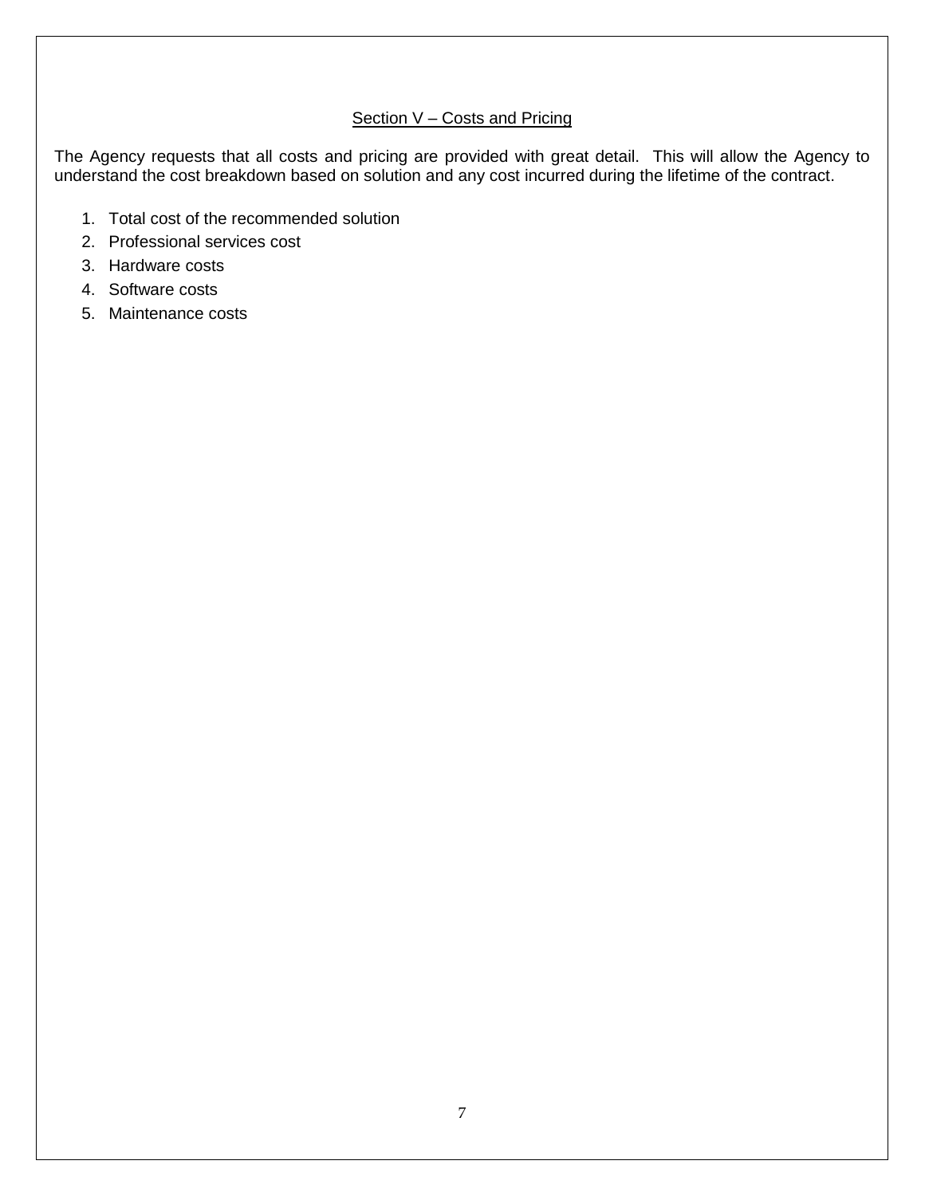## Section V – Costs and Pricing

The Agency requests that all costs and pricing are provided with great detail. This will allow the Agency to understand the cost breakdown based on solution and any cost incurred during the lifetime of the contract.

1. Total cost of the recommended solution
2. Professional services cost
3. Hardware costs
4. Software costs
5. Maintenance costs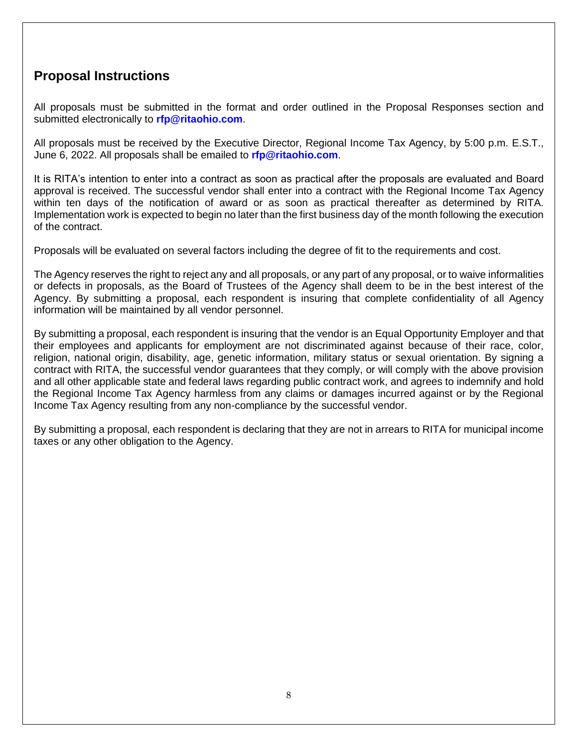## Proposal Instructions

All proposals must be submitted in the format and order outlined in the Proposal Responses section and submitted electronically to **rfp@ritaohio.com**.

All proposals must be received by the Executive Director, Regional Income Tax Agency, by 5:00 p.m. E.S.T., June 6, 2022. All proposals shall be emailed to **rfp@ritaohio.com**.

It is RITA's intention to enter into a contract as soon as practical after the proposals are evaluated and Board approval is received. The successful vendor shall enter into a contract with the Regional Income Tax Agency within ten days of the notification of award or as soon as practical thereafter as determined by RITA. Implementation work is expected to begin no later than the first business day of the month following the execution of the contract.

Proposals will be evaluated on several factors including the degree of fit to the requirements and cost.

The Agency reserves the right to reject any and all proposals, or any part of any proposal, or to waive informalities or defects in proposals, as the Board of Trustees of the Agency shall deem to be in the best interest of the Agency. By submitting a proposal, each respondent is insuring that complete confidentiality of all Agency information will be maintained by all vendor personnel.

By submitting a proposal, each respondent is insuring that the vendor is an Equal Opportunity Employer and that their employees and applicants for employment are not discriminated against because of their race, color, religion, national origin, disability, age, genetic information, military status or sexual orientation. By signing a contract with RITA, the successful vendor guarantees that they comply, or will comply with the above provision and all other applicable state and federal laws regarding public contract work, and agrees to indemnify and hold the Regional Income Tax Agency harmless from any claims or damages incurred against or by the Regional Income Tax Agency resulting from any non-compliance by the successful vendor.

By submitting a proposal, each respondent is declaring that they are not in arrears to RITA for municipal income taxes or any other obligation to the Agency.